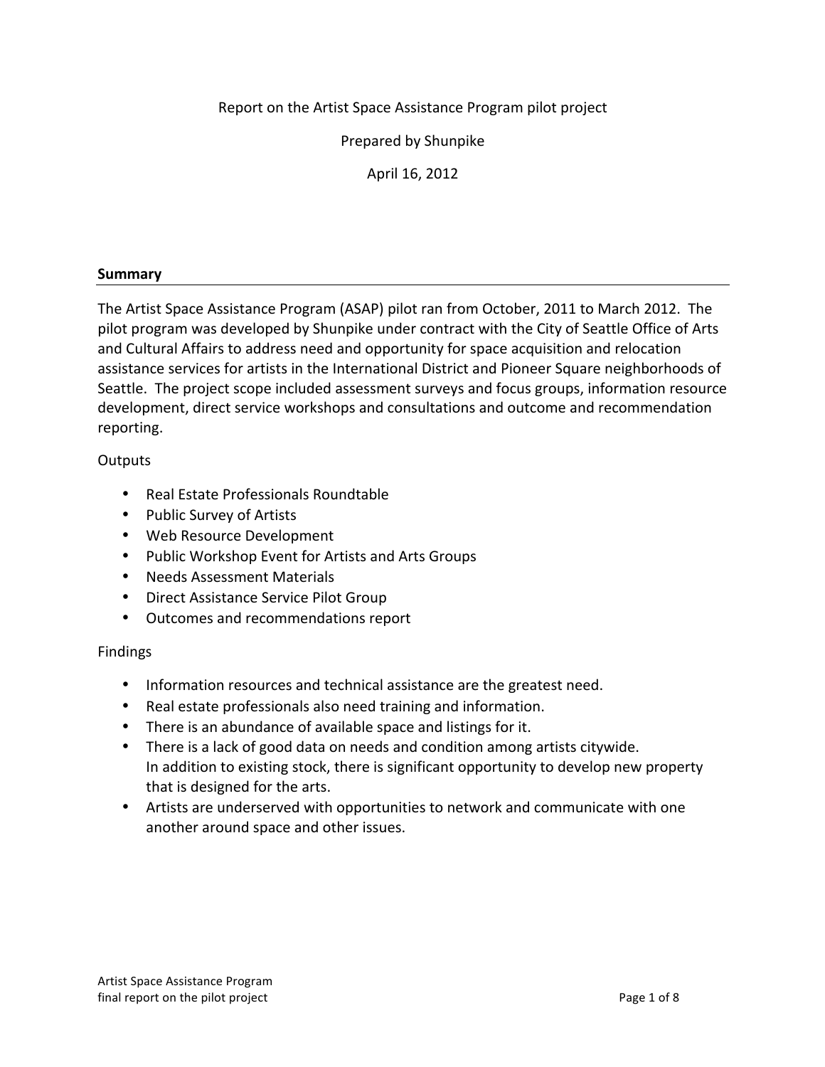Report on the Artist Space Assistance Program pilot project

Prepared by Shunpike

April 16, 2012

## Summary

The Artist Space Assistance Program (ASAP) pilot ran from October, 2011 to March 2012. The pilot program was developed by Shunpike under contract with the City of Seattle Office of Arts and Cultural Affairs to address need and opportunity for space acquisition and relocation assistance services for artists in the International District and Pioneer Square neighborhoods of Seattle. The project scope included assessment surveys and focus groups, information resource development, direct service workshops and consultations and outcome and recommendation reporting.

Outputs

- Real Estate Professionals Roundtable
- Public Survey of Artists
- Web Resource Development
- Public Workshop Event for Artists and Arts Groups
- Needs Assessment Materials
- Direct Assistance Service Pilot Group
- Outcomes and recommendations report

Findings

- Information resources and technical assistance are the greatest need.
- Real estate professionals also need training and information.
- There is an abundance of available space and listings for it.
- There is a lack of good data on needs and condition among artists citywide.
  In addition to existing stock, there is significant opportunity to develop new property that is designed for the arts.
- Artists are underserved with opportunities to network and communicate with one another around space and other issues.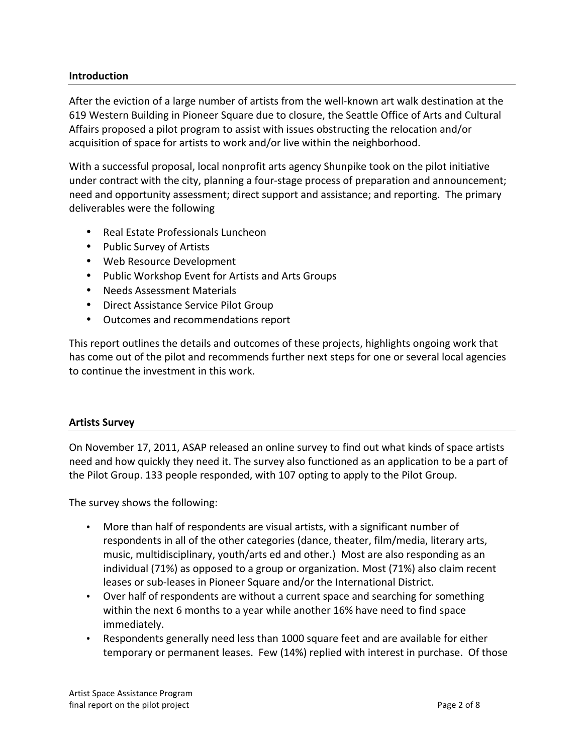## Introduction

After the eviction of a large number of artists from the well-known art walk destination at the 619 Western Building in Pioneer Square due to closure, the Seattle Office of Arts and Cultural Affairs proposed a pilot program to assist with issues obstructing the relocation and/or acquisition of space for artists to work and/or live within the neighborhood.

With a successful proposal, local nonprofit arts agency Shunpike took on the pilot initiative under contract with the city, planning a four-stage process of preparation and announcement; need and opportunity assessment; direct support and assistance; and reporting. The primary deliverables were the following

- Real Estate Professionals Luncheon
- Public Survey of Artists
- Web Resource Development
- Public Workshop Event for Artists and Arts Groups
- Needs Assessment Materials
- Direct Assistance Service Pilot Group
- Outcomes and recommendations report

This report outlines the details and outcomes of these projects, highlights ongoing work that has come out of the pilot and recommends further next steps for one or several local agencies to continue the investment in this work.

## Artists Survey

On November 17, 2011, ASAP released an online survey to find out what kinds of space artists need and how quickly they need it. The survey also functioned as an application to be a part of the Pilot Group. 133 people responded, with 107 opting to apply to the Pilot Group.

The survey shows the following:

- More than half of respondents are visual artists, with a significant number of respondents in all of the other categories (dance, theater, film/media, literary arts, music, multidisciplinary, youth/arts ed and other.) Most are also responding as an individual (71%) as opposed to a group or organization. Most (71%) also claim recent leases or sub-leases in Pioneer Square and/or the International District.
- Over half of respondents are without a current space and searching for something within the next 6 months to a year while another 16% have need to find space immediately.
- Respondents generally need less than 1000 square feet and are available for either temporary or permanent leases. Few (14%) replied with interest in purchase. Of those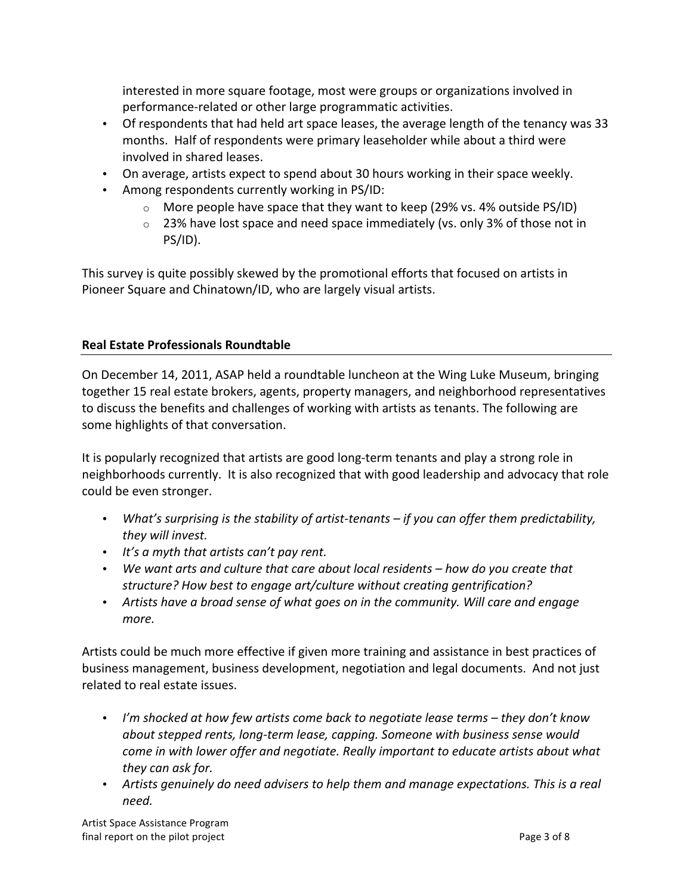interested in more square footage, most were groups or organizations involved in performance-related or other large programmatic activities.

- Of respondents that had held art space leases, the average length of the tenancy was 33 months. Half of respondents were primary leaseholder while about a third were involved in shared leases.
- On average, artists expect to spend about 30 hours working in their space weekly.
- Among respondents currently working in PS/ID:
  - More people have space that they want to keep (29% vs. 4% outside PS/ID)
  - 23% have lost space and need space immediately (vs. only 3% of those not in PS/ID).

This survey is quite possibly skewed by the promotional efforts that focused on artists in Pioneer Square and Chinatown/ID, who are largely visual artists.

## Real Estate Professionals Roundtable

On December 14, 2011, ASAP held a roundtable luncheon at the Wing Luke Museum, bringing together 15 real estate brokers, agents, property managers, and neighborhood representatives to discuss the benefits and challenges of working with artists as tenants. The following are some highlights of that conversation.

It is popularly recognized that artists are good long-term tenants and play a strong role in neighborhoods currently. It is also recognized that with good leadership and advocacy that role could be even stronger.

- *What's surprising is the stability of artist-tenants – if you can offer them predictability, they will invest.*
- *It's a myth that artists can't pay rent.*
- *We want arts and culture that care about local residents – how do you create that structure? How best to engage art/culture without creating gentrification?*
- *Artists have a broad sense of what goes on in the community. Will care and engage more.*

Artists could be much more effective if given more training and assistance in best practices of business management, business development, negotiation and legal documents. And not just related to real estate issues.

- *I'm shocked at how few artists come back to negotiate lease terms – they don't know about stepped rents, long-term lease, capping. Someone with business sense would come in with lower offer and negotiate. Really important to educate artists about what they can ask for.*
- *Artists genuinely do need advisers to help them and manage expectations. This is a real need.*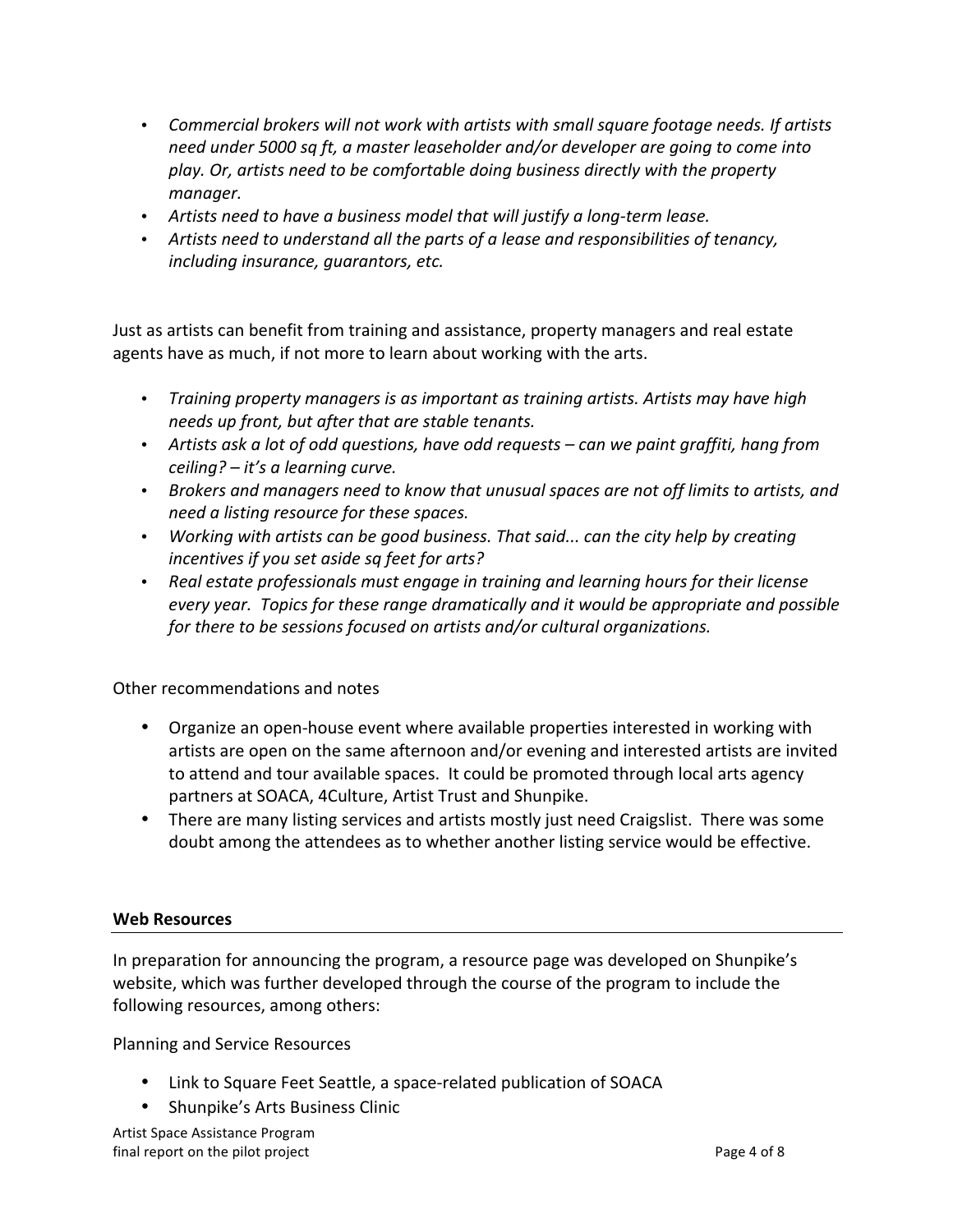- *Commercial brokers will not work with artists with small square footage needs. If artists need under 5000 sq ft, a master leaseholder and/or developer are going to come into play. Or, artists need to be comfortable doing business directly with the property manager.*
- *Artists need to have a business model that will justify a long-term lease.*
- *Artists need to understand all the parts of a lease and responsibilities of tenancy, including insurance, guarantors, etc.*

Just as artists can benefit from training and assistance, property managers and real estate agents have as much, if not more to learn about working with the arts.

- *Training property managers is as important as training artists. Artists may have high needs up front, but after that are stable tenants.*
- *Artists ask a lot of odd questions, have odd requests – can we paint graffiti, hang from ceiling? – it's a learning curve.*
- *Brokers and managers need to know that unusual spaces are not off limits to artists, and need a listing resource for these spaces.*
- *Working with artists can be good business. That said... can the city help by creating incentives if you set aside sq feet for arts?*
- *Real estate professionals must engage in training and learning hours for their license every year. Topics for these range dramatically and it would be appropriate and possible for there to be sessions focused on artists and/or cultural organizations.*

Other recommendations and notes

- Organize an open-house event where available properties interested in working with artists are open on the same afternoon and/or evening and interested artists are invited to attend and tour available spaces. It could be promoted through local arts agency partners at SOACA, 4Culture, Artist Trust and Shunpike.
- There are many listing services and artists mostly just need Craigslist. There was some doubt among the attendees as to whether another listing service would be effective.

## Web Resources

In preparation for announcing the program, a resource page was developed on Shunpike's website, which was further developed through the course of the program to include the following resources, among others:

Planning and Service Resources

- Link to Square Feet Seattle, a space-related publication of SOACA
- Shunpike's Arts Business Clinic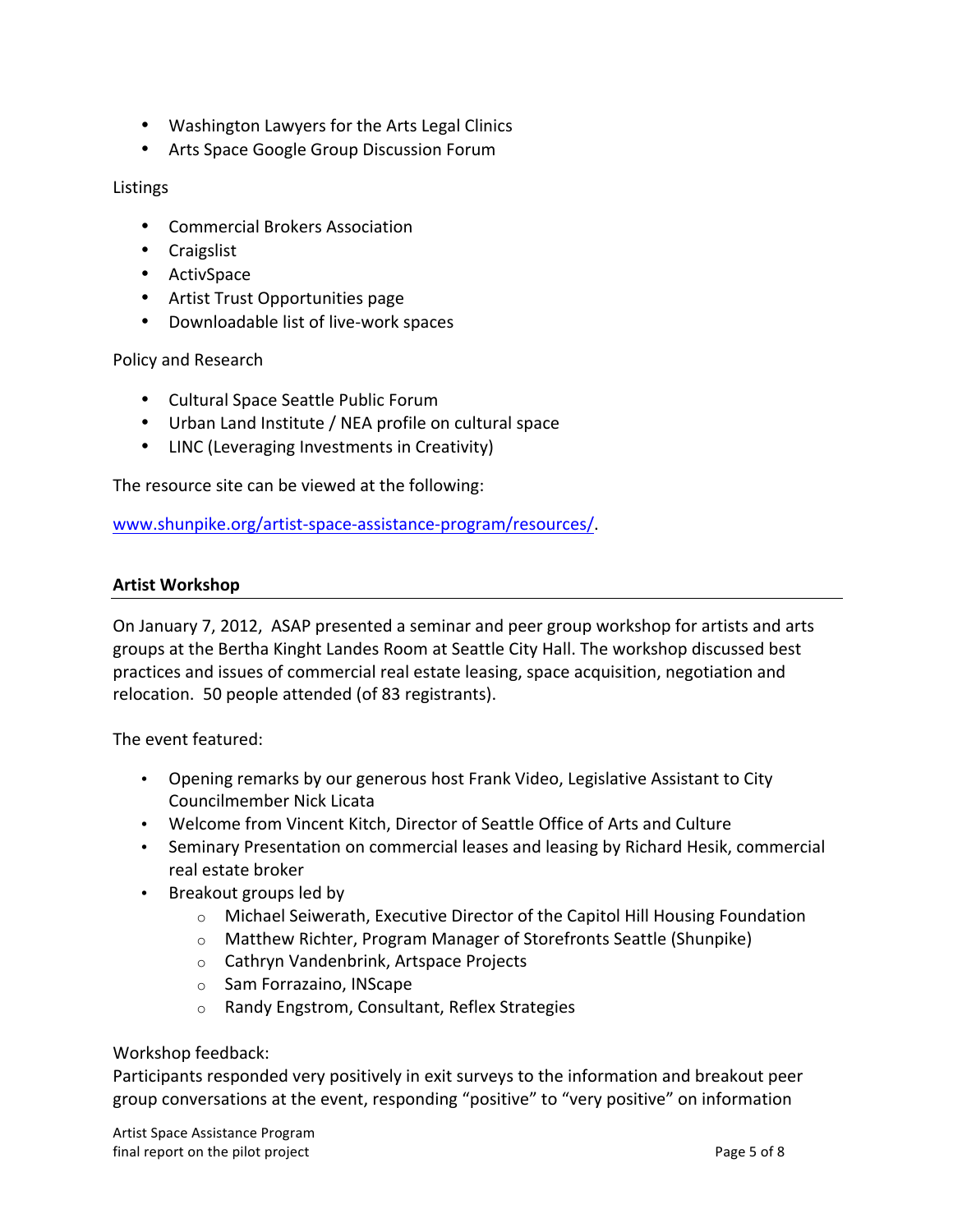- Washington Lawyers for the Arts Legal Clinics
- Arts Space Google Group Discussion Forum

Listings

- Commercial Brokers Association
- Craigslist
- ActivSpace
- Artist Trust Opportunities page
- Downloadable list of live-work spaces

Policy and Research

- Cultural Space Seattle Public Forum
- Urban Land Institute / NEA profile on cultural space
- LINC (Leveraging Investments in Creativity)

The resource site can be viewed at the following:

www.shunpike.org/artist-space-assistance-program/resources/.

## Artist Workshop

On January 7, 2012, ASAP presented a seminar and peer group workshop for artists and arts groups at the Bertha Kinght Landes Room at Seattle City Hall. The workshop discussed best practices and issues of commercial real estate leasing, space acquisition, negotiation and relocation. 50 people attended (of 83 registrants).

The event featured:

- Opening remarks by our generous host Frank Video, Legislative Assistant to City Councilmember Nick Licata
- Welcome from Vincent Kitch, Director of Seattle Office of Arts and Culture
- Seminary Presentation on commercial leases and leasing by Richard Hesik, commercial real estate broker
- Breakout groups led by
  - Michael Seiwerath, Executive Director of the Capitol Hill Housing Foundation
  - Matthew Richter, Program Manager of Storefronts Seattle (Shunpike)
  - Cathryn Vandenbrink, Artspace Projects
  - Sam Forrazaino, INScape
  - Randy Engstrom, Consultant, Reflex Strategies

Workshop feedback:
Participants responded very positively in exit surveys to the information and breakout peer group conversations at the event, responding "positive" to "very positive" on information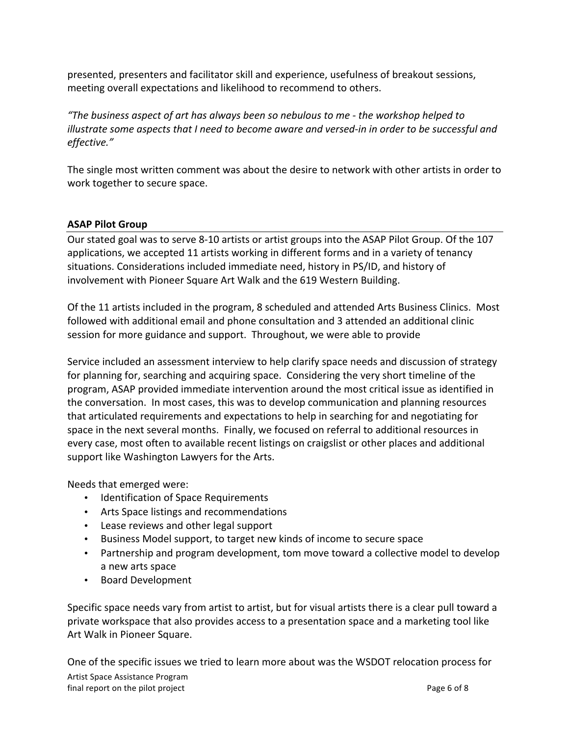presented, presenters and facilitator skill and experience, usefulness of breakout sessions, meeting overall expectations and likelihood to recommend to others.

*"The business aspect of art has always been so nebulous to me - the workshop helped to illustrate some aspects that I need to become aware and versed-in in order to be successful and effective."*

The single most written comment was about the desire to network with other artists in order to work together to secure space.

## ASAP Pilot Group

Our stated goal was to serve 8-10 artists or artist groups into the ASAP Pilot Group. Of the 107 applications, we accepted 11 artists working in different forms and in a variety of tenancy situations. Considerations included immediate need, history in PS/ID, and history of involvement with Pioneer Square Art Walk and the 619 Western Building.

Of the 11 artists included in the program, 8 scheduled and attended Arts Business Clinics. Most followed with additional email and phone consultation and 3 attended an additional clinic session for more guidance and support. Throughout, we were able to provide

Service included an assessment interview to help clarify space needs and discussion of strategy for planning for, searching and acquiring space. Considering the very short timeline of the program, ASAP provided immediate intervention around the most critical issue as identified in the conversation. In most cases, this was to develop communication and planning resources that articulated requirements and expectations to help in searching for and negotiating for space in the next several months. Finally, we focused on referral to additional resources in every case, most often to available recent listings on craigslist or other places and additional support like Washington Lawyers for the Arts.

Needs that emerged were:

- Identification of Space Requirements
- Arts Space listings and recommendations
- Lease reviews and other legal support
- Business Model support, to target new kinds of income to secure space
- Partnership and program development, tom move toward a collective model to develop a new arts space
- Board Development

Specific space needs vary from artist to artist, but for visual artists there is a clear pull toward a private workspace that also provides access to a presentation space and a marketing tool like Art Walk in Pioneer Square.

One of the specific issues we tried to learn more about was the WSDOT relocation process for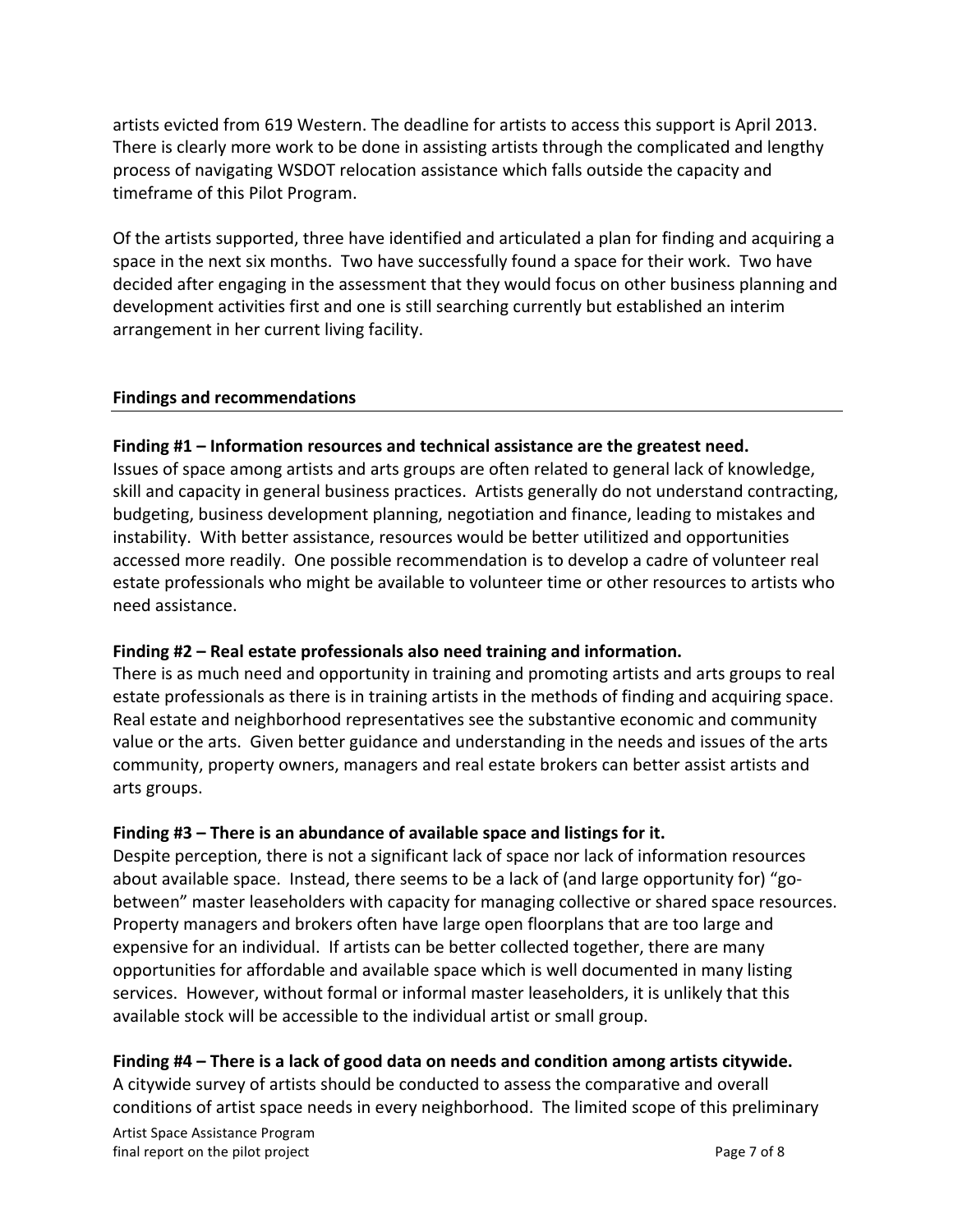artists evicted from 619 Western. The deadline for artists to access this support is April 2013. There is clearly more work to be done in assisting artists through the complicated and lengthy process of navigating WSDOT relocation assistance which falls outside the capacity and timeframe of this Pilot Program.

Of the artists supported, three have identified and articulated a plan for finding and acquiring a space in the next six months. Two have successfully found a space for their work. Two have decided after engaging in the assessment that they would focus on other business planning and development activities first and one is still searching currently but established an interim arrangement in her current living facility.

## Findings and recommendations

**Finding #1 – Information resources and technical assistance are the greatest need.**
Issues of space among artists and arts groups are often related to general lack of knowledge, skill and capacity in general business practices. Artists generally do not understand contracting, budgeting, business development planning, negotiation and finance, leading to mistakes and instability. With better assistance, resources would be better utilitized and opportunities accessed more readily. One possible recommendation is to develop a cadre of volunteer real estate professionals who might be available to volunteer time or other resources to artists who need assistance.

**Finding #2 – Real estate professionals also need training and information.**
There is as much need and opportunity in training and promoting artists and arts groups to real estate professionals as there is in training artists in the methods of finding and acquiring space. Real estate and neighborhood representatives see the substantive economic and community value or the arts. Given better guidance and understanding in the needs and issues of the arts community, property owners, managers and real estate brokers can better assist artists and arts groups.

**Finding #3 – There is an abundance of available space and listings for it.**
Despite perception, there is not a significant lack of space nor lack of information resources about available space. Instead, there seems to be a lack of (and large opportunity for) "go-between" master leaseholders with capacity for managing collective or shared space resources. Property managers and brokers often have large open floorplans that are too large and expensive for an individual. If artists can be better collected together, there are many opportunities for affordable and available space which is well documented in many listing services. However, without formal or informal master leaseholders, it is unlikely that this available stock will be accessible to the individual artist or small group.

**Finding #4 – There is a lack of good data on needs and condition among artists citywide.**
A citywide survey of artists should be conducted to assess the comparative and overall conditions of artist space needs in every neighborhood. The limited scope of this preliminary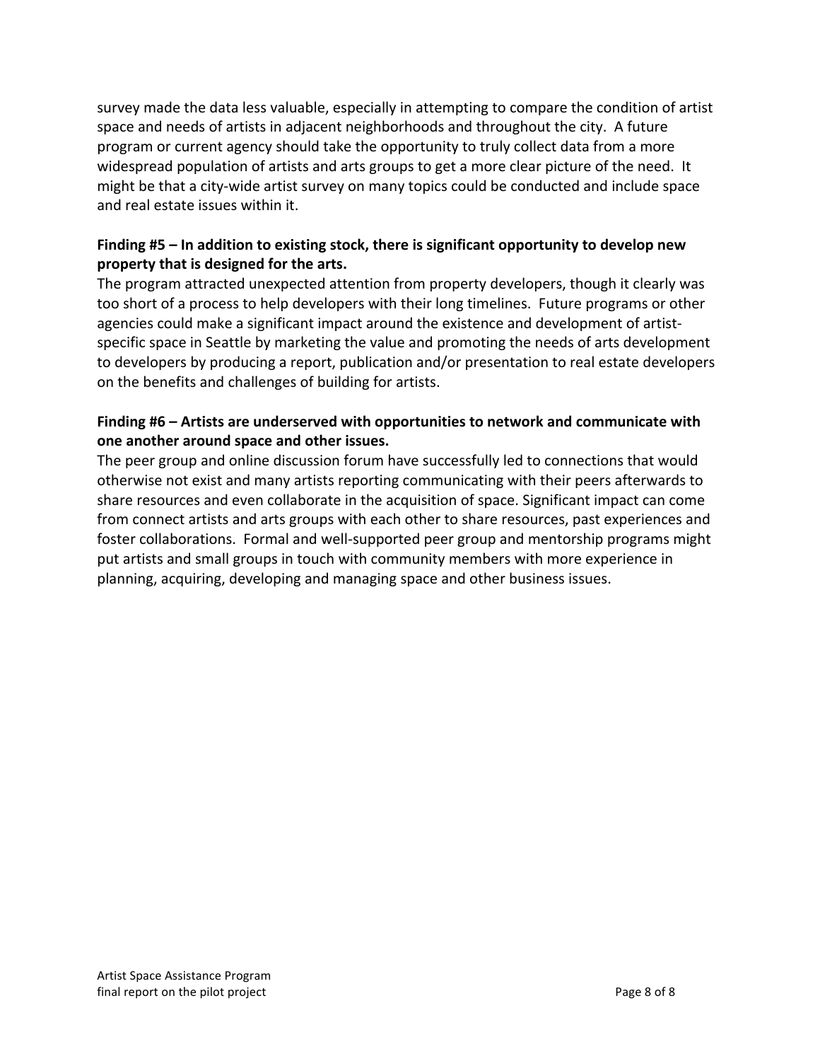survey made the data less valuable, especially in attempting to compare the condition of artist space and needs of artists in adjacent neighborhoods and throughout the city. A future program or current agency should take the opportunity to truly collect data from a more widespread population of artists and arts groups to get a more clear picture of the need. It might be that a city-wide artist survey on many topics could be conducted and include space and real estate issues within it.

**Finding #5 – In addition to existing stock, there is significant opportunity to develop new property that is designed for the arts.**

The program attracted unexpected attention from property developers, though it clearly was too short of a process to help developers with their long timelines. Future programs or other agencies could make a significant impact around the existence and development of artist-specific space in Seattle by marketing the value and promoting the needs of arts development to developers by producing a report, publication and/or presentation to real estate developers on the benefits and challenges of building for artists.

**Finding #6 – Artists are underserved with opportunities to network and communicate with one another around space and other issues.**

The peer group and online discussion forum have successfully led to connections that would otherwise not exist and many artists reporting communicating with their peers afterwards to share resources and even collaborate in the acquisition of space. Significant impact can come from connect artists and arts groups with each other to share resources, past experiences and foster collaborations. Formal and well-supported peer group and mentorship programs might put artists and small groups in touch with community members with more experience in planning, acquiring, developing and managing space and other business issues.